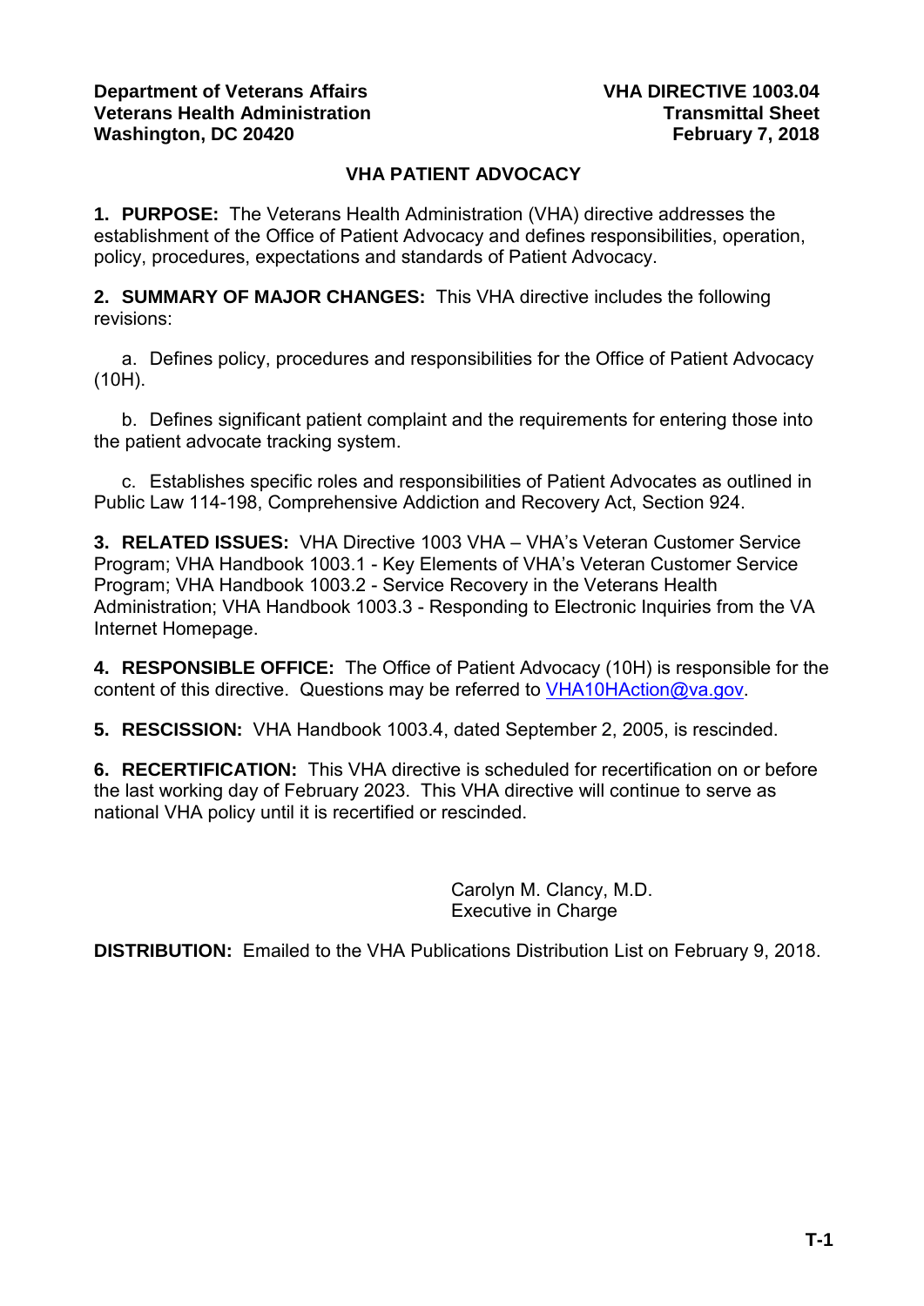**Department of Veterans Affairs**
**Veterans Health Administration**
**Washington, DC 20420**

**VHA DIRECTIVE 1003.04**
**Transmittal Sheet**
**February 7, 2018**

# VHA PATIENT ADVOCACY

**1. PURPOSE:** The Veterans Health Administration (VHA) directive addresses the establishment of the Office of Patient Advocacy and defines responsibilities, operation, policy, procedures, expectations and standards of Patient Advocacy.

**2. SUMMARY OF MAJOR CHANGES:** This VHA directive includes the following revisions:

a. Defines policy, procedures and responsibilities for the Office of Patient Advocacy (10H).

b. Defines significant patient complaint and the requirements for entering those into the patient advocate tracking system.

c. Establishes specific roles and responsibilities of Patient Advocates as outlined in Public Law 114-198, Comprehensive Addiction and Recovery Act, Section 924.

**3. RELATED ISSUES:** VHA Directive 1003 VHA – VHA's Veteran Customer Service Program; VHA Handbook 1003.1 - Key Elements of VHA's Veteran Customer Service Program; VHA Handbook 1003.2 - Service Recovery in the Veterans Health Administration; VHA Handbook 1003.3 - Responding to Electronic Inquiries from the VA Internet Homepage.

**4. RESPONSIBLE OFFICE:** The Office of Patient Advocacy (10H) is responsible for the content of this directive. Questions may be referred to VHA10HAction@va.gov.

**5. RESCISSION:** VHA Handbook 1003.4, dated September 2, 2005, is rescinded.

**6. RECERTIFICATION:** This VHA directive is scheduled for recertification on or before the last working day of February 2023. This VHA directive will continue to serve as national VHA policy until it is recertified or rescinded.

Carolyn M. Clancy, M.D.
Executive in Charge

**DISTRIBUTION:** Emailed to the VHA Publications Distribution List on February 9, 2018.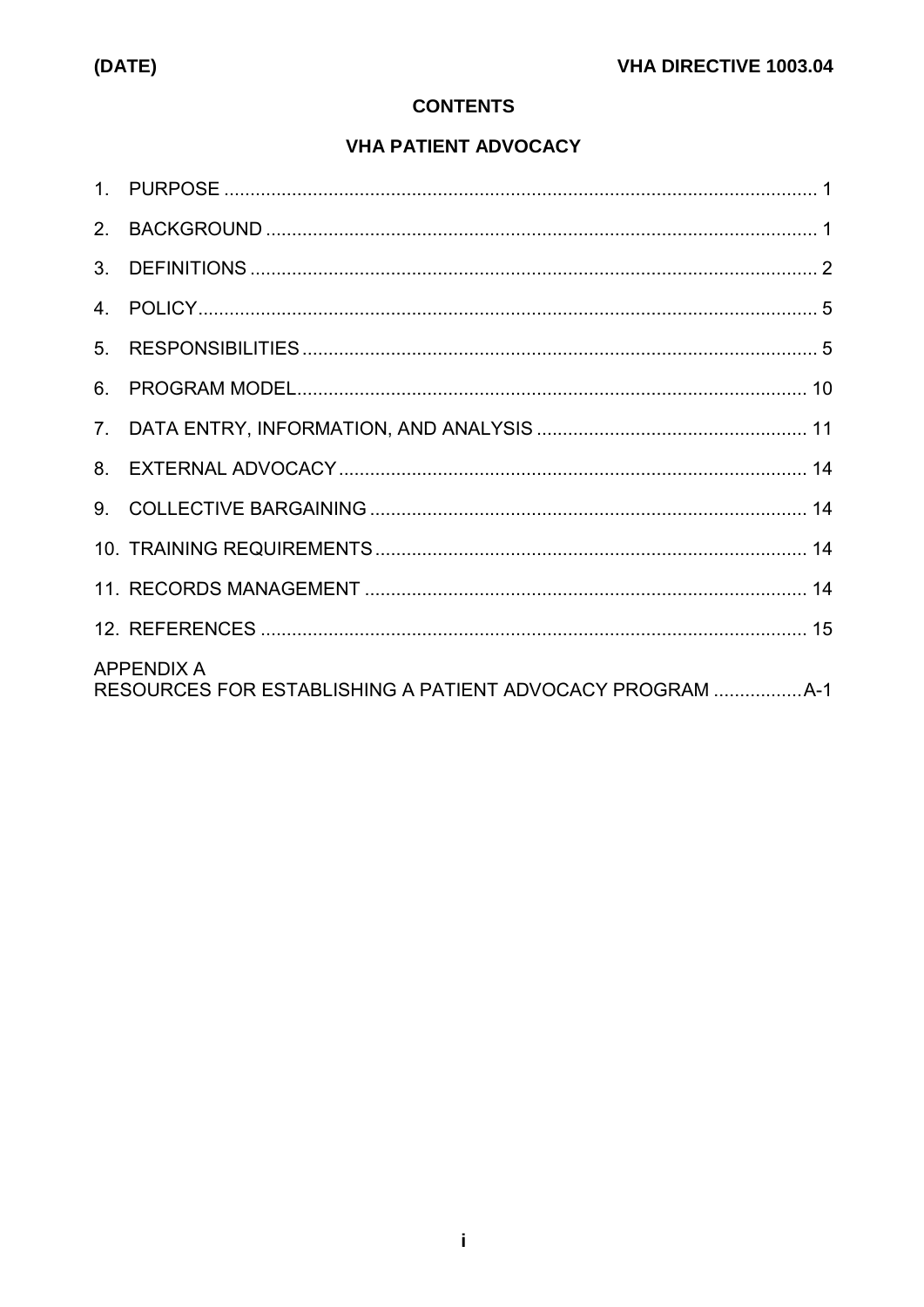## CONTENTS

## VHA PATIENT ADVOCACY

1. PURPOSE ........................................................................................................... 1
2. BACKGROUND ................................................................................................... 1
3. DEFINITIONS ...................................................................................................... 2
4. POLICY ................................................................................................................ 5
5. RESPONSIBILITIES ............................................................................................ 5
6. PROGRAM MODEL ............................................................................................ 10
7. DATA ENTRY, INFORMATION, AND ANALYSIS ............................................... 11
8. EXTERNAL ADVOCACY .................................................................................... 14
9. COLLECTIVE BARGAINING .............................................................................. 14
10. TRAINING REQUIREMENTS ............................................................................. 14
11. RECORDS MANAGEMENT ............................................................................... 14
12. REFERENCES ................................................................................................... 15

APPENDIX A
RESOURCES FOR ESTABLISHING A PATIENT ADVOCACY PROGRAM .................A-1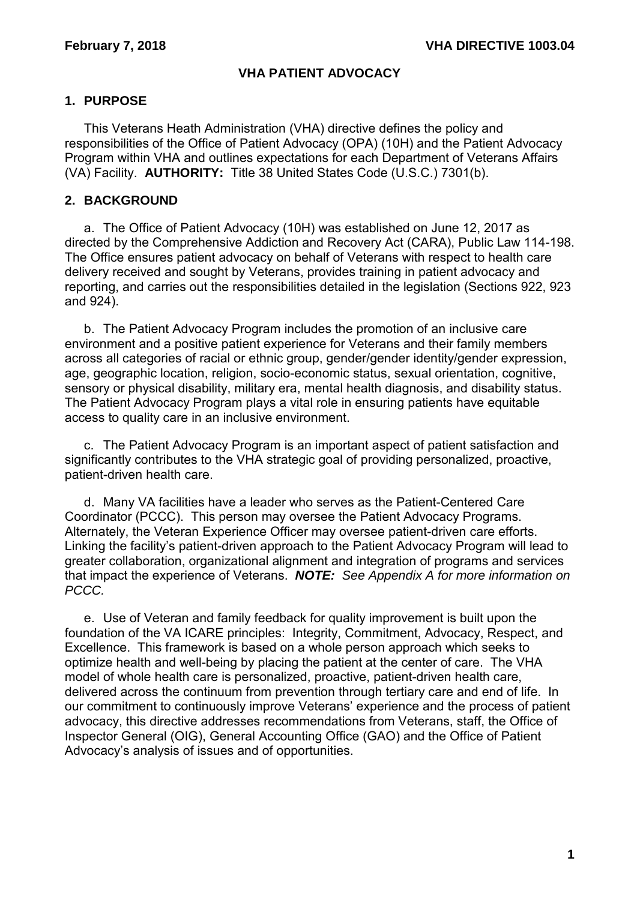## VHA PATIENT ADVOCACY

### 1. PURPOSE

This Veterans Heath Administration (VHA) directive defines the policy and responsibilities of the Office of Patient Advocacy (OPA) (10H) and the Patient Advocacy Program within VHA and outlines expectations for each Department of Veterans Affairs (VA) Facility. **AUTHORITY:** Title 38 United States Code (U.S.C.) 7301(b).

### 2. BACKGROUND

a. The Office of Patient Advocacy (10H) was established on June 12, 2017 as directed by the Comprehensive Addiction and Recovery Act (CARA), Public Law 114-198. The Office ensures patient advocacy on behalf of Veterans with respect to health care delivery received and sought by Veterans, provides training in patient advocacy and reporting, and carries out the responsibilities detailed in the legislation (Sections 922, 923 and 924).

b. The Patient Advocacy Program includes the promotion of an inclusive care environment and a positive patient experience for Veterans and their family members across all categories of racial or ethnic group, gender/gender identity/gender expression, age, geographic location, religion, socio-economic status, sexual orientation, cognitive, sensory or physical disability, military era, mental health diagnosis, and disability status. The Patient Advocacy Program plays a vital role in ensuring patients have equitable access to quality care in an inclusive environment.

c. The Patient Advocacy Program is an important aspect of patient satisfaction and significantly contributes to the VHA strategic goal of providing personalized, proactive, patient-driven health care.

d. Many VA facilities have a leader who serves as the Patient-Centered Care Coordinator (PCCC). This person may oversee the Patient Advocacy Programs. Alternately, the Veteran Experience Officer may oversee patient-driven care efforts. Linking the facility's patient-driven approach to the Patient Advocacy Program will lead to greater collaboration, organizational alignment and integration of programs and services that impact the experience of Veterans. ***NOTE:*** *See Appendix A for more information on PCCC.*

e. Use of Veteran and family feedback for quality improvement is built upon the foundation of the VA ICARE principles: Integrity, Commitment, Advocacy, Respect, and Excellence. This framework is based on a whole person approach which seeks to optimize health and well-being by placing the patient at the center of care. The VHA model of whole health care is personalized, proactive, patient-driven health care, delivered across the continuum from prevention through tertiary care and end of life. In our commitment to continuously improve Veterans' experience and the process of patient advocacy, this directive addresses recommendations from Veterans, staff, the Office of Inspector General (OIG), General Accounting Office (GAO) and the Office of Patient Advocacy's analysis of issues and of opportunities.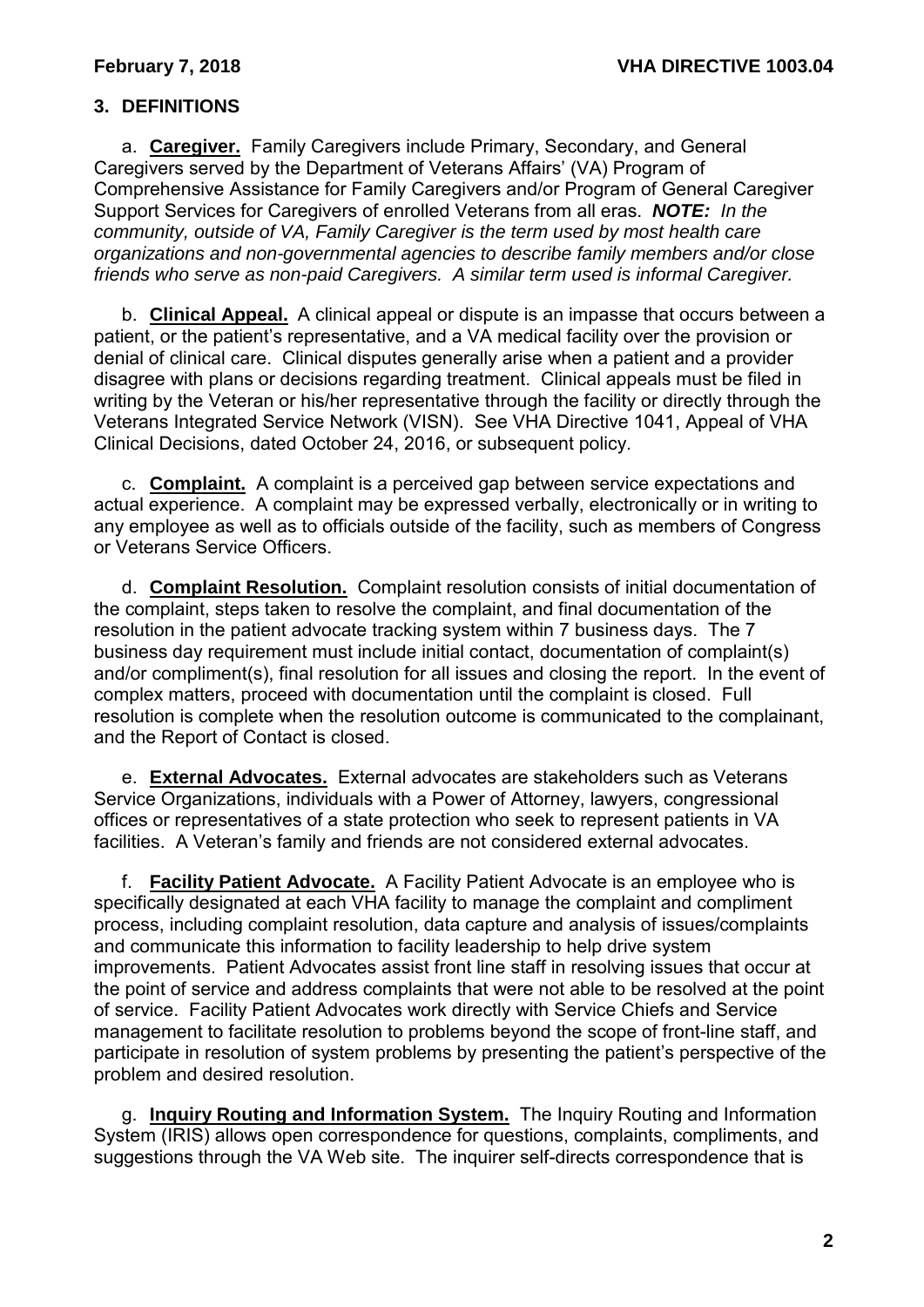## 3. DEFINITIONS

a. **Caregiver.** Family Caregivers include Primary, Secondary, and General Caregivers served by the Department of Veterans Affairs' (VA) Program of Comprehensive Assistance for Family Caregivers and/or Program of General Caregiver Support Services for Caregivers of enrolled Veterans from all eras. ***NOTE:*** *In the community, outside of VA, Family Caregiver is the term used by most health care organizations and non-governmental agencies to describe family members and/or close friends who serve as non-paid Caregivers. A similar term used is informal Caregiver.*

b. **Clinical Appeal.** A clinical appeal or dispute is an impasse that occurs between a patient, or the patient's representative, and a VA medical facility over the provision or denial of clinical care. Clinical disputes generally arise when a patient and a provider disagree with plans or decisions regarding treatment. Clinical appeals must be filed in writing by the Veteran or his/her representative through the facility or directly through the Veterans Integrated Service Network (VISN). See VHA Directive 1041, Appeal of VHA Clinical Decisions, dated October 24, 2016, or subsequent policy.

c. **Complaint.** A complaint is a perceived gap between service expectations and actual experience. A complaint may be expressed verbally, electronically or in writing to any employee as well as to officials outside of the facility, such as members of Congress or Veterans Service Officers.

d. **Complaint Resolution.** Complaint resolution consists of initial documentation of the complaint, steps taken to resolve the complaint, and final documentation of the resolution in the patient advocate tracking system within 7 business days. The 7 business day requirement must include initial contact, documentation of complaint(s) and/or compliment(s), final resolution for all issues and closing the report. In the event of complex matters, proceed with documentation until the complaint is closed. Full resolution is complete when the resolution outcome is communicated to the complainant, and the Report of Contact is closed.

e. **External Advocates.** External advocates are stakeholders such as Veterans Service Organizations, individuals with a Power of Attorney, lawyers, congressional offices or representatives of a state protection who seek to represent patients in VA facilities. A Veteran's family and friends are not considered external advocates.

f. **Facility Patient Advocate.** A Facility Patient Advocate is an employee who is specifically designated at each VHA facility to manage the complaint and compliment process, including complaint resolution, data capture and analysis of issues/complaints and communicate this information to facility leadership to help drive system improvements. Patient Advocates assist front line staff in resolving issues that occur at the point of service and address complaints that were not able to be resolved at the point of service. Facility Patient Advocates work directly with Service Chiefs and Service management to facilitate resolution to problems beyond the scope of front-line staff, and participate in resolution of system problems by presenting the patient's perspective of the problem and desired resolution.

g. **Inquiry Routing and Information System.** The Inquiry Routing and Information System (IRIS) allows open correspondence for questions, complaints, compliments, and suggestions through the VA Web site. The inquirer self-directs correspondence that is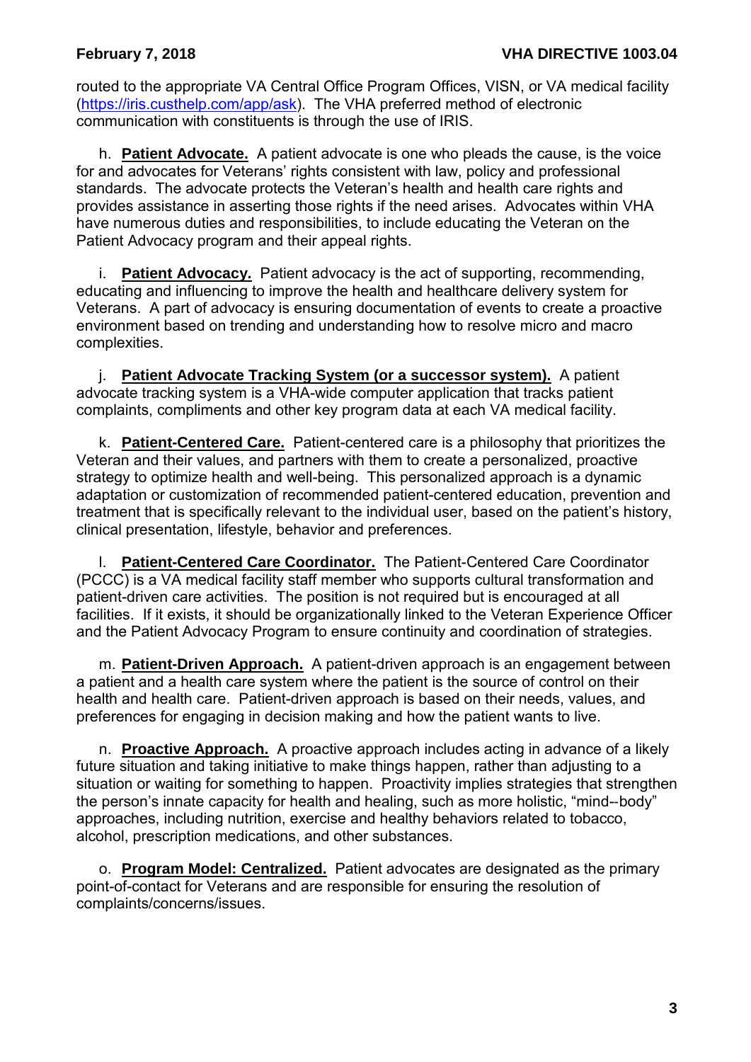routed to the appropriate VA Central Office Program Offices, VISN, or VA medical facility ([https://iris.custhelp.com/app/ask](https://iris.custhelp.com/app/ask)). The VHA preferred method of electronic communication with constituents is through the use of IRIS.

h. **Patient Advocate.** A patient advocate is one who pleads the cause, is the voice for and advocates for Veterans' rights consistent with law, policy and professional standards. The advocate protects the Veteran's health and health care rights and provides assistance in asserting those rights if the need arises. Advocates within VHA have numerous duties and responsibilities, to include educating the Veteran on the Patient Advocacy program and their appeal rights.

i. **Patient Advocacy.** Patient advocacy is the act of supporting, recommending, educating and influencing to improve the health and healthcare delivery system for Veterans. A part of advocacy is ensuring documentation of events to create a proactive environment based on trending and understanding how to resolve micro and macro complexities.

j. **Patient Advocate Tracking System (or a successor system).** A patient advocate tracking system is a VHA-wide computer application that tracks patient complaints, compliments and other key program data at each VA medical facility.

k. **Patient-Centered Care.** Patient-centered care is a philosophy that prioritizes the Veteran and their values, and partners with them to create a personalized, proactive strategy to optimize health and well-being. This personalized approach is a dynamic adaptation or customization of recommended patient-centered education, prevention and treatment that is specifically relevant to the individual user, based on the patient's history, clinical presentation, lifestyle, behavior and preferences.

l. **Patient-Centered Care Coordinator.** The Patient-Centered Care Coordinator (PCCC) is a VA medical facility staff member who supports cultural transformation and patient-driven care activities. The position is not required but is encouraged at all facilities. If it exists, it should be organizationally linked to the Veteran Experience Officer and the Patient Advocacy Program to ensure continuity and coordination of strategies.

m. **Patient-Driven Approach.** A patient-driven approach is an engagement between a patient and a health care system where the patient is the source of control on their health and health care. Patient-driven approach is based on their needs, values, and preferences for engaging in decision making and how the patient wants to live.

n. **Proactive Approach.** A proactive approach includes acting in advance of a likely future situation and taking initiative to make things happen, rather than adjusting to a situation or waiting for something to happen. Proactivity implies strategies that strengthen the person's innate capacity for health and healing, such as more holistic, "mind--body" approaches, including nutrition, exercise and healthy behaviors related to tobacco, alcohol, prescription medications, and other substances.

o. **Program Model: Centralized.** Patient advocates are designated as the primary point-of-contact for Veterans and are responsible for ensuring the resolution of complaints/concerns/issues.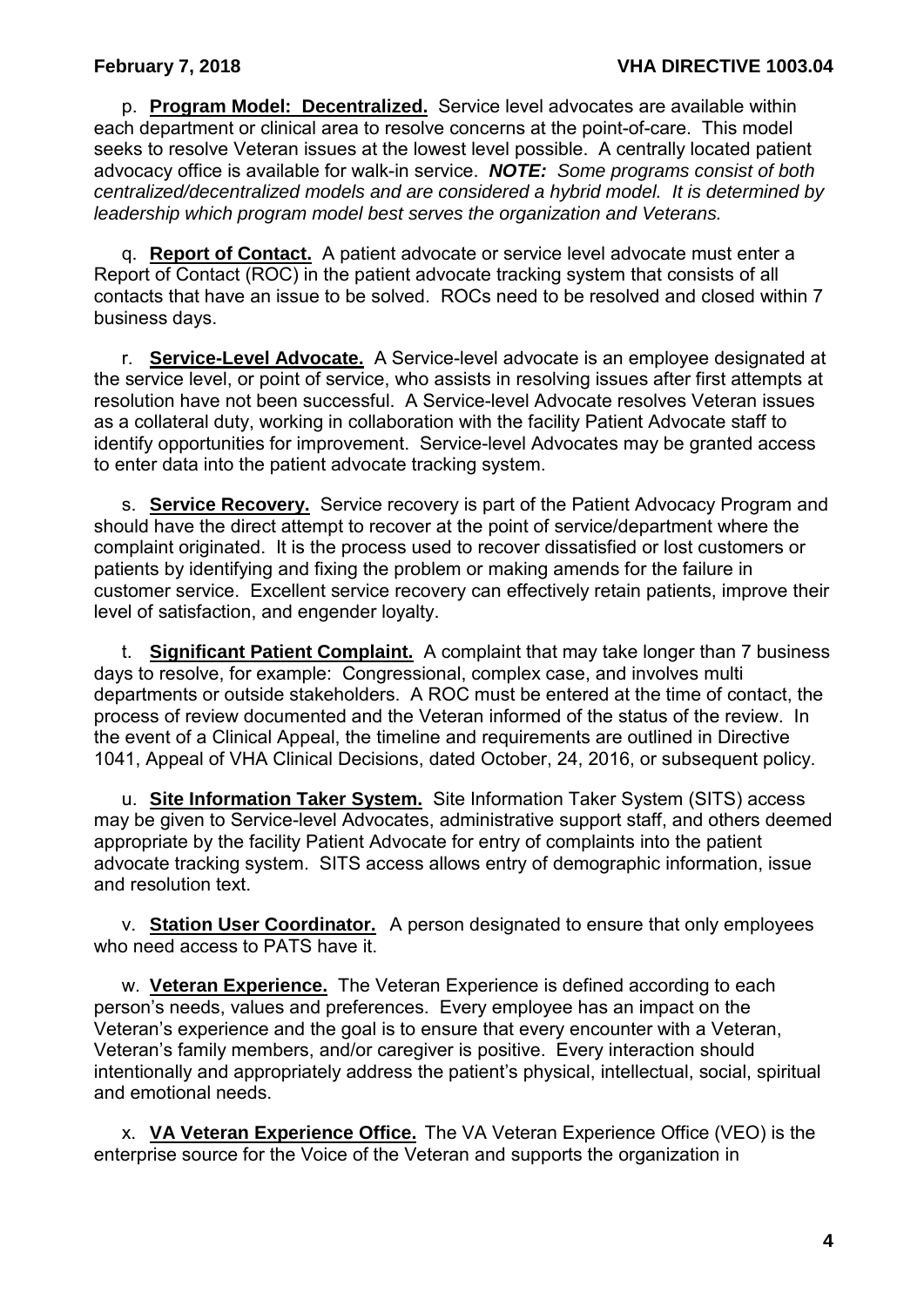p. **Program Model: Decentralized.** Service level advocates are available within each department or clinical area to resolve concerns at the point-of-care. This model seeks to resolve Veteran issues at the lowest level possible. A centrally located patient advocacy office is available for walk-in service. ***NOTE:*** *Some programs consist of both centralized/decentralized models and are considered a hybrid model. It is determined by leadership which program model best serves the organization and Veterans.*

q. **Report of Contact.** A patient advocate or service level advocate must enter a Report of Contact (ROC) in the patient advocate tracking system that consists of all contacts that have an issue to be solved. ROCs need to be resolved and closed within 7 business days.

r. **Service-Level Advocate.** A Service-level advocate is an employee designated at the service level, or point of service, who assists in resolving issues after first attempts at resolution have not been successful. A Service-level Advocate resolves Veteran issues as a collateral duty, working in collaboration with the facility Patient Advocate staff to identify opportunities for improvement. Service-level Advocates may be granted access to enter data into the patient advocate tracking system.

s. **Service Recovery.** Service recovery is part of the Patient Advocacy Program and should have the direct attempt to recover at the point of service/department where the complaint originated. It is the process used to recover dissatisfied or lost customers or patients by identifying and fixing the problem or making amends for the failure in customer service. Excellent service recovery can effectively retain patients, improve their level of satisfaction, and engender loyalty.

t. **Significant Patient Complaint.** A complaint that may take longer than 7 business days to resolve, for example: Congressional, complex case, and involves multi departments or outside stakeholders. A ROC must be entered at the time of contact, the process of review documented and the Veteran informed of the status of the review. In the event of a Clinical Appeal, the timeline and requirements are outlined in Directive 1041, Appeal of VHA Clinical Decisions, dated October, 24, 2016, or subsequent policy.

u. **Site Information Taker System.** Site Information Taker System (SITS) access may be given to Service-level Advocates, administrative support staff, and others deemed appropriate by the facility Patient Advocate for entry of complaints into the patient advocate tracking system. SITS access allows entry of demographic information, issue and resolution text.

v. **Station User Coordinator.** A person designated to ensure that only employees who need access to PATS have it.

w. **Veteran Experience.** The Veteran Experience is defined according to each person's needs, values and preferences. Every employee has an impact on the Veteran's experience and the goal is to ensure that every encounter with a Veteran, Veteran's family members, and/or caregiver is positive. Every interaction should intentionally and appropriately address the patient's physical, intellectual, social, spiritual and emotional needs.

x. **VA Veteran Experience Office.** The VA Veteran Experience Office (VEO) is the enterprise source for the Voice of the Veteran and supports the organization in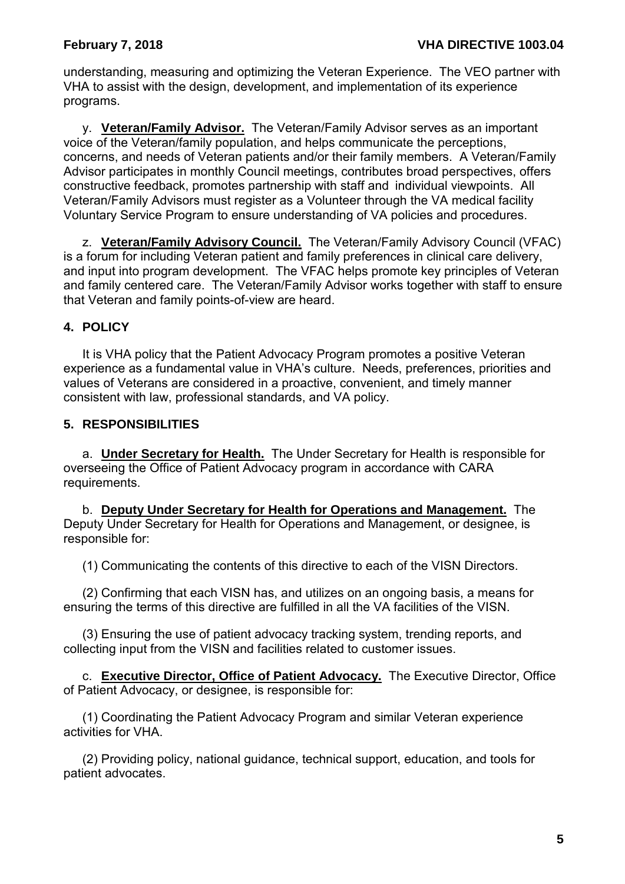understanding, measuring and optimizing the Veteran Experience. The VEO partner with VHA to assist with the design, development, and implementation of its experience programs.

y. **Veteran/Family Advisor.** The Veteran/Family Advisor serves as an important voice of the Veteran/family population, and helps communicate the perceptions, concerns, and needs of Veteran patients and/or their family members. A Veteran/Family Advisor participates in monthly Council meetings, contributes broad perspectives, offers constructive feedback, promotes partnership with staff and individual viewpoints. All Veteran/Family Advisors must register as a Volunteer through the VA medical facility Voluntary Service Program to ensure understanding of VA policies and procedures.

z. **Veteran/Family Advisory Council.** The Veteran/Family Advisory Council (VFAC) is a forum for including Veteran patient and family preferences in clinical care delivery, and input into program development. The VFAC helps promote key principles of Veteran and family centered care. The Veteran/Family Advisor works together with staff to ensure that Veteran and family points-of-view are heard.

## 4. POLICY

It is VHA policy that the Patient Advocacy Program promotes a positive Veteran experience as a fundamental value in VHA's culture. Needs, preferences, priorities and values of Veterans are considered in a proactive, convenient, and timely manner consistent with law, professional standards, and VA policy.

## 5. RESPONSIBILITIES

a. **Under Secretary for Health.** The Under Secretary for Health is responsible for overseeing the Office of Patient Advocacy program in accordance with CARA requirements.

b. **Deputy Under Secretary for Health for Operations and Management.** The Deputy Under Secretary for Health for Operations and Management, or designee, is responsible for:

(1) Communicating the contents of this directive to each of the VISN Directors.

(2) Confirming that each VISN has, and utilizes on an ongoing basis, a means for ensuring the terms of this directive are fulfilled in all the VA facilities of the VISN.

(3) Ensuring the use of patient advocacy tracking system, trending reports, and collecting input from the VISN and facilities related to customer issues.

c. **Executive Director, Office of Patient Advocacy.** The Executive Director, Office of Patient Advocacy, or designee, is responsible for:

(1) Coordinating the Patient Advocacy Program and similar Veteran experience activities for VHA.

(2) Providing policy, national guidance, technical support, education, and tools for patient advocates.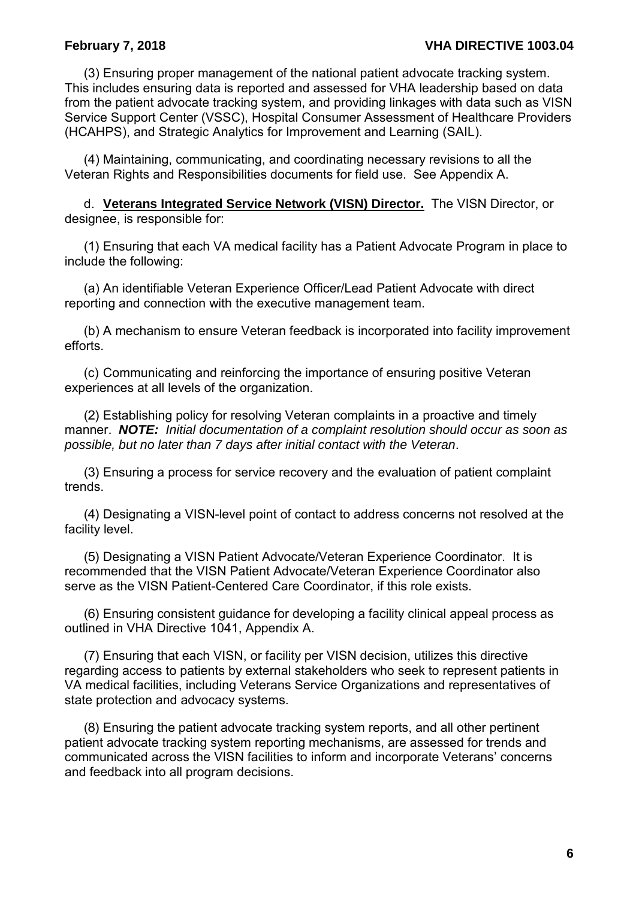(3) Ensuring proper management of the national patient advocate tracking system. This includes ensuring data is reported and assessed for VHA leadership based on data from the patient advocate tracking system, and providing linkages with data such as VISN Service Support Center (VSSC), Hospital Consumer Assessment of Healthcare Providers (HCAHPS), and Strategic Analytics for Improvement and Learning (SAIL).

(4) Maintaining, communicating, and coordinating necessary revisions to all the Veteran Rights and Responsibilities documents for field use. See Appendix A.

d. **Veterans Integrated Service Network (VISN) Director.** The VISN Director, or designee, is responsible for:

(1) Ensuring that each VA medical facility has a Patient Advocate Program in place to include the following:

(a) An identifiable Veteran Experience Officer/Lead Patient Advocate with direct reporting and connection with the executive management team.

(b) A mechanism to ensure Veteran feedback is incorporated into facility improvement efforts.

(c) Communicating and reinforcing the importance of ensuring positive Veteran experiences at all levels of the organization.

(2) Establishing policy for resolving Veteran complaints in a proactive and timely manner. ***NOTE:*** *Initial documentation of a complaint resolution should occur as soon as possible, but no later than 7 days after initial contact with the Veteran*.

(3) Ensuring a process for service recovery and the evaluation of patient complaint trends.

(4) Designating a VISN-level point of contact to address concerns not resolved at the facility level.

(5) Designating a VISN Patient Advocate/Veteran Experience Coordinator. It is recommended that the VISN Patient Advocate/Veteran Experience Coordinator also serve as the VISN Patient-Centered Care Coordinator, if this role exists.

(6) Ensuring consistent guidance for developing a facility clinical appeal process as outlined in VHA Directive 1041, Appendix A.

(7) Ensuring that each VISN, or facility per VISN decision, utilizes this directive regarding access to patients by external stakeholders who seek to represent patients in VA medical facilities, including Veterans Service Organizations and representatives of state protection and advocacy systems.

(8) Ensuring the patient advocate tracking system reports, and all other pertinent patient advocate tracking system reporting mechanisms, are assessed for trends and communicated across the VISN facilities to inform and incorporate Veterans' concerns and feedback into all program decisions.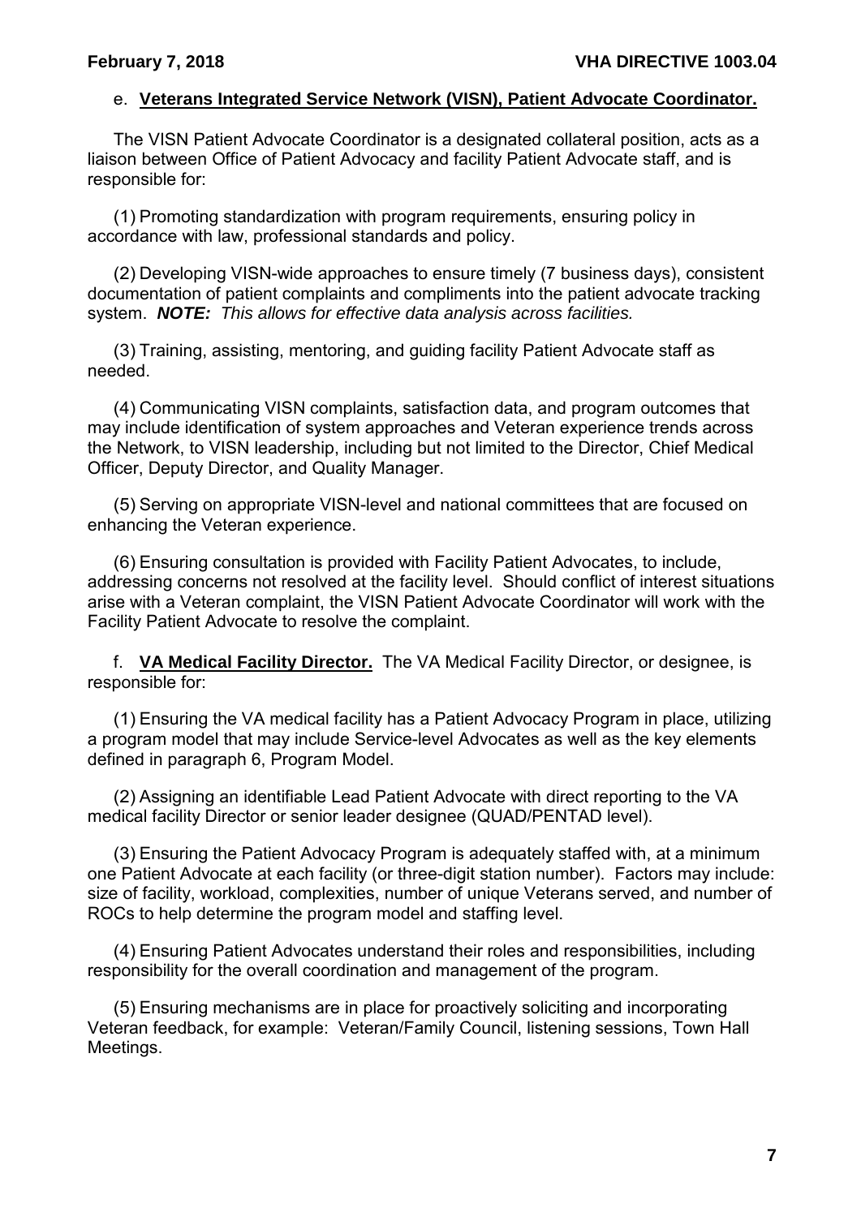e. **Veterans Integrated Service Network (VISN), Patient Advocate Coordinator.**

The VISN Patient Advocate Coordinator is a designated collateral position, acts as a liaison between Office of Patient Advocacy and facility Patient Advocate staff, and is responsible for:

(1) Promoting standardization with program requirements, ensuring policy in accordance with law, professional standards and policy.

(2) Developing VISN-wide approaches to ensure timely (7 business days), consistent documentation of patient complaints and compliments into the patient advocate tracking system. ***NOTE:*** *This allows for effective data analysis across facilities.*

(3) Training, assisting, mentoring, and guiding facility Patient Advocate staff as needed.

(4) Communicating VISN complaints, satisfaction data, and program outcomes that may include identification of system approaches and Veteran experience trends across the Network, to VISN leadership, including but not limited to the Director, Chief Medical Officer, Deputy Director, and Quality Manager.

(5) Serving on appropriate VISN-level and national committees that are focused on enhancing the Veteran experience.

(6) Ensuring consultation is provided with Facility Patient Advocates, to include, addressing concerns not resolved at the facility level. Should conflict of interest situations arise with a Veteran complaint, the VISN Patient Advocate Coordinator will work with the Facility Patient Advocate to resolve the complaint.

f. **VA Medical Facility Director.** The VA Medical Facility Director, or designee, is responsible for:

(1) Ensuring the VA medical facility has a Patient Advocacy Program in place, utilizing a program model that may include Service-level Advocates as well as the key elements defined in paragraph 6, Program Model.

(2) Assigning an identifiable Lead Patient Advocate with direct reporting to the VA medical facility Director or senior leader designee (QUAD/PENTAD level).

(3) Ensuring the Patient Advocacy Program is adequately staffed with, at a minimum one Patient Advocate at each facility (or three-digit station number). Factors may include: size of facility, workload, complexities, number of unique Veterans served, and number of ROCs to help determine the program model and staffing level.

(4) Ensuring Patient Advocates understand their roles and responsibilities, including responsibility for the overall coordination and management of the program.

(5) Ensuring mechanisms are in place for proactively soliciting and incorporating Veteran feedback, for example: Veteran/Family Council, listening sessions, Town Hall Meetings.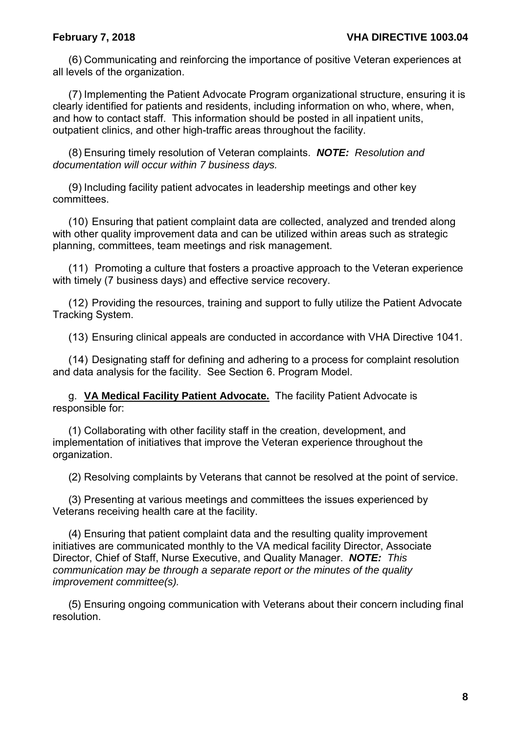(6) Communicating and reinforcing the importance of positive Veteran experiences at all levels of the organization.

(7) Implementing the Patient Advocate Program organizational structure, ensuring it is clearly identified for patients and residents, including information on who, where, when, and how to contact staff. This information should be posted in all inpatient units, outpatient clinics, and other high-traffic areas throughout the facility.

(8) Ensuring timely resolution of Veteran complaints. ***NOTE:*** *Resolution and documentation will occur within 7 business days.*

(9) Including facility patient advocates in leadership meetings and other key committees.

(10) Ensuring that patient complaint data are collected, analyzed and trended along with other quality improvement data and can be utilized within areas such as strategic planning, committees, team meetings and risk management.

(11) Promoting a culture that fosters a proactive approach to the Veteran experience with timely (7 business days) and effective service recovery.

(12) Providing the resources, training and support to fully utilize the Patient Advocate Tracking System.

(13) Ensuring clinical appeals are conducted in accordance with VHA Directive 1041.

(14) Designating staff for defining and adhering to a process for complaint resolution and data analysis for the facility. See Section 6. Program Model.

g. **VA Medical Facility Patient Advocate.** The facility Patient Advocate is responsible for:

(1) Collaborating with other facility staff in the creation, development, and implementation of initiatives that improve the Veteran experience throughout the organization.

(2) Resolving complaints by Veterans that cannot be resolved at the point of service.

(3) Presenting at various meetings and committees the issues experienced by Veterans receiving health care at the facility.

(4) Ensuring that patient complaint data and the resulting quality improvement initiatives are communicated monthly to the VA medical facility Director, Associate Director, Chief of Staff, Nurse Executive, and Quality Manager. ***NOTE:*** *This communication may be through a separate report or the minutes of the quality improvement committee(s).*

(5) Ensuring ongoing communication with Veterans about their concern including final resolution.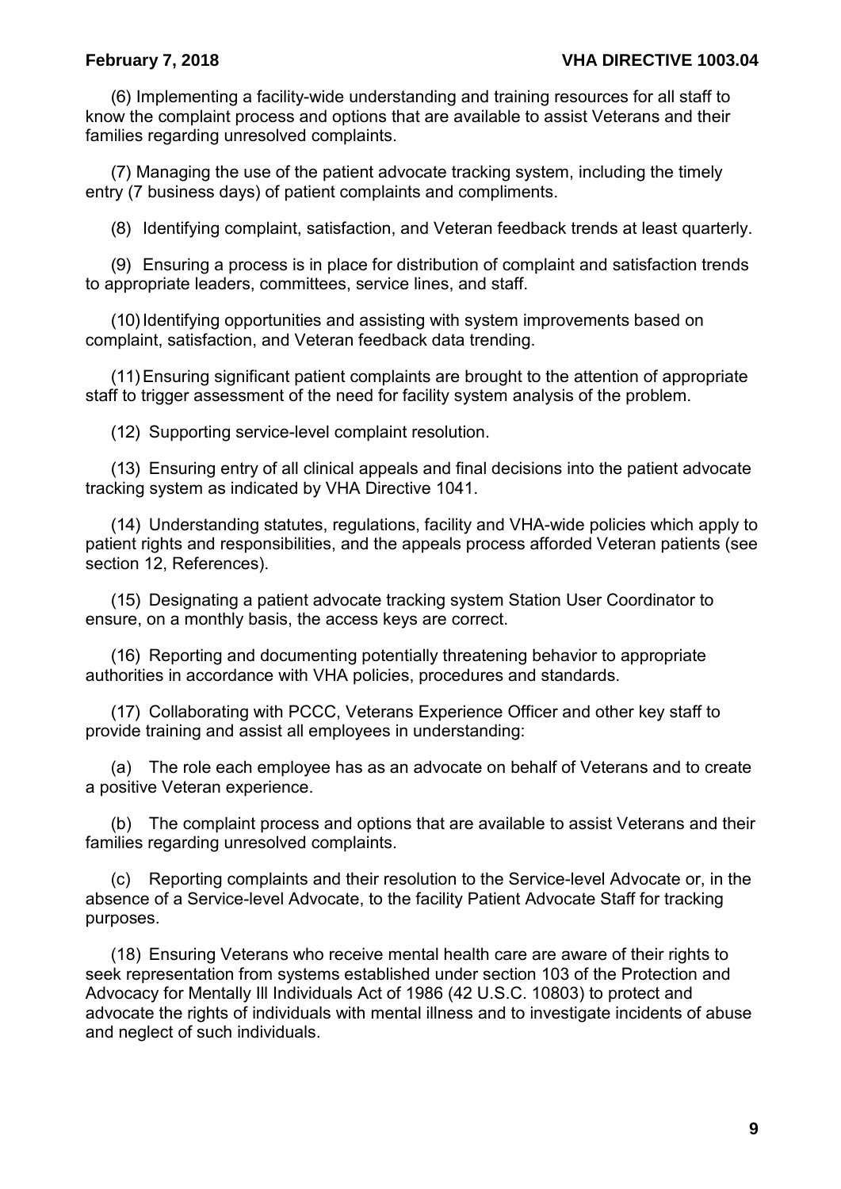(6) Implementing a facility-wide understanding and training resources for all staff to know the complaint process and options that are available to assist Veterans and their families regarding unresolved complaints.

(7) Managing the use of the patient advocate tracking system, including the timely entry (7 business days) of patient complaints and compliments.

(8) Identifying complaint, satisfaction, and Veteran feedback trends at least quarterly.

(9) Ensuring a process is in place for distribution of complaint and satisfaction trends to appropriate leaders, committees, service lines, and staff.

(10) Identifying opportunities and assisting with system improvements based on complaint, satisfaction, and Veteran feedback data trending.

(11) Ensuring significant patient complaints are brought to the attention of appropriate staff to trigger assessment of the need for facility system analysis of the problem.

(12) Supporting service-level complaint resolution.

(13) Ensuring entry of all clinical appeals and final decisions into the patient advocate tracking system as indicated by VHA Directive 1041.

(14) Understanding statutes, regulations, facility and VHA-wide policies which apply to patient rights and responsibilities, and the appeals process afforded Veteran patients (see section 12, References).

(15) Designating a patient advocate tracking system Station User Coordinator to ensure, on a monthly basis, the access keys are correct.

(16) Reporting and documenting potentially threatening behavior to appropriate authorities in accordance with VHA policies, procedures and standards.

(17) Collaborating with PCCC, Veterans Experience Officer and other key staff to provide training and assist all employees in understanding:

(a) The role each employee has as an advocate on behalf of Veterans and to create a positive Veteran experience.

(b) The complaint process and options that are available to assist Veterans and their families regarding unresolved complaints.

(c) Reporting complaints and their resolution to the Service-level Advocate or, in the absence of a Service-level Advocate, to the facility Patient Advocate Staff for tracking purposes.

(18) Ensuring Veterans who receive mental health care are aware of their rights to seek representation from systems established under section 103 of the Protection and Advocacy for Mentally Ill Individuals Act of 1986 (42 U.S.C. 10803) to protect and advocate the rights of individuals with mental illness and to investigate incidents of abuse and neglect of such individuals.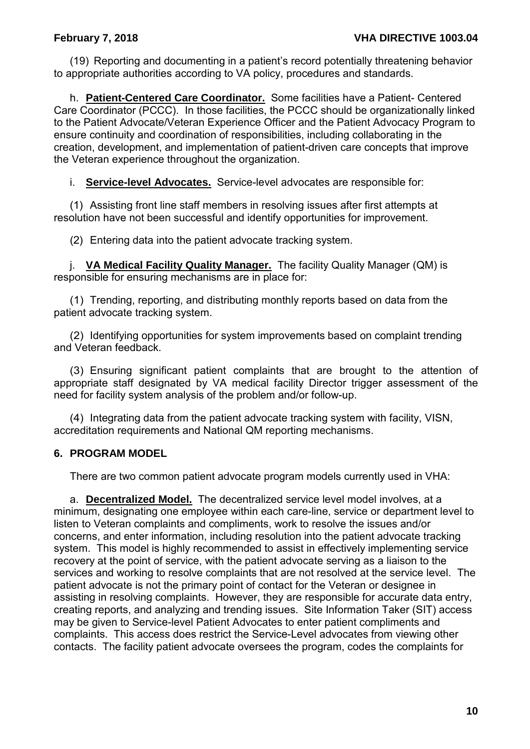(19) Reporting and documenting in a patient's record potentially threatening behavior to appropriate authorities according to VA policy, procedures and standards.

h. **Patient-Centered Care Coordinator.** Some facilities have a Patient- Centered Care Coordinator (PCCC). In those facilities, the PCCC should be organizationally linked to the Patient Advocate/Veteran Experience Officer and the Patient Advocacy Program to ensure continuity and coordination of responsibilities, including collaborating in the creation, development, and implementation of patient-driven care concepts that improve the Veteran experience throughout the organization.

i. **Service-level Advocates.** Service-level advocates are responsible for:

(1) Assisting front line staff members in resolving issues after first attempts at resolution have not been successful and identify opportunities for improvement.

(2) Entering data into the patient advocate tracking system.

j. **VA Medical Facility Quality Manager.** The facility Quality Manager (QM) is responsible for ensuring mechanisms are in place for:

(1) Trending, reporting, and distributing monthly reports based on data from the patient advocate tracking system.

(2) Identifying opportunities for system improvements based on complaint trending and Veteran feedback.

(3) Ensuring significant patient complaints that are brought to the attention of appropriate staff designated by VA medical facility Director trigger assessment of the need for facility system analysis of the problem and/or follow-up.

(4) Integrating data from the patient advocate tracking system with facility, VISN, accreditation requirements and National QM reporting mechanisms.

## 6. PROGRAM MODEL

There are two common patient advocate program models currently used in VHA:

a. **Decentralized Model.** The decentralized service level model involves, at a minimum, designating one employee within each care-line, service or department level to listen to Veteran complaints and compliments, work to resolve the issues and/or concerns, and enter information, including resolution into the patient advocate tracking system. This model is highly recommended to assist in effectively implementing service recovery at the point of service, with the patient advocate serving as a liaison to the services and working to resolve complaints that are not resolved at the service level. The patient advocate is not the primary point of contact for the Veteran or designee in assisting in resolving complaints. However, they are responsible for accurate data entry, creating reports, and analyzing and trending issues. Site Information Taker (SIT) access may be given to Service-level Patient Advocates to enter patient compliments and complaints. This access does restrict the Service-Level advocates from viewing other contacts. The facility patient advocate oversees the program, codes the complaints for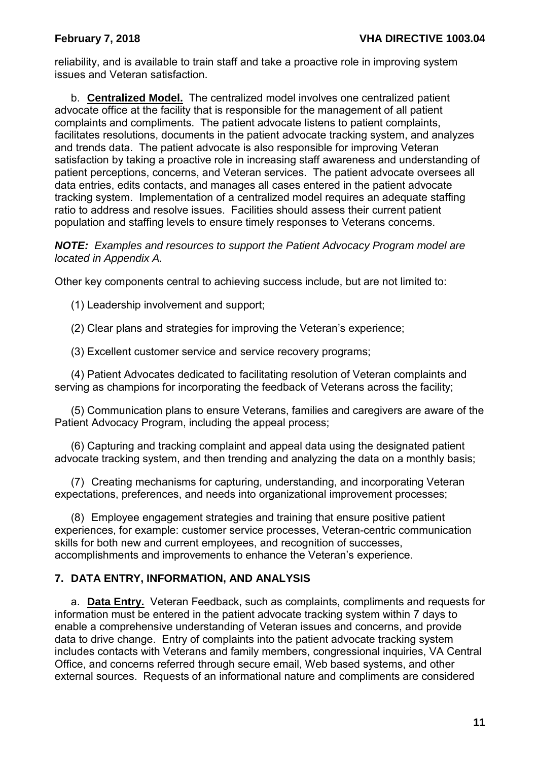reliability, and is available to train staff and take a proactive role in improving system issues and Veteran satisfaction.

b. **Centralized Model.** The centralized model involves one centralized patient advocate office at the facility that is responsible for the management of all patient complaints and compliments. The patient advocate listens to patient complaints, facilitates resolutions, documents in the patient advocate tracking system, and analyzes and trends data. The patient advocate is also responsible for improving Veteran satisfaction by taking a proactive role in increasing staff awareness and understanding of patient perceptions, concerns, and Veteran services. The patient advocate oversees all data entries, edits contacts, and manages all cases entered in the patient advocate tracking system. Implementation of a centralized model requires an adequate staffing ratio to address and resolve issues. Facilities should assess their current patient population and staffing levels to ensure timely responses to Veterans concerns.

***NOTE:*** *Examples and resources to support the Patient Advocacy Program model are located in Appendix A.*

Other key components central to achieving success include, but are not limited to:

(1) Leadership involvement and support;

(2) Clear plans and strategies for improving the Veteran's experience;

(3) Excellent customer service and service recovery programs;

(4) Patient Advocates dedicated to facilitating resolution of Veteran complaints and serving as champions for incorporating the feedback of Veterans across the facility;

(5) Communication plans to ensure Veterans, families and caregivers are aware of the Patient Advocacy Program, including the appeal process;

(6) Capturing and tracking complaint and appeal data using the designated patient advocate tracking system, and then trending and analyzing the data on a monthly basis;

(7) Creating mechanisms for capturing, understanding, and incorporating Veteran expectations, preferences, and needs into organizational improvement processes;

(8) Employee engagement strategies and training that ensure positive patient experiences, for example: customer service processes, Veteran-centric communication skills for both new and current employees, and recognition of successes, accomplishments and improvements to enhance the Veteran's experience.

## 7. DATA ENTRY, INFORMATION, AND ANALYSIS

a. **Data Entry.** Veteran Feedback, such as complaints, compliments and requests for information must be entered in the patient advocate tracking system within 7 days to enable a comprehensive understanding of Veteran issues and concerns, and provide data to drive change. Entry of complaints into the patient advocate tracking system includes contacts with Veterans and family members, congressional inquiries, VA Central Office, and concerns referred through secure email, Web based systems, and other external sources. Requests of an informational nature and compliments are considered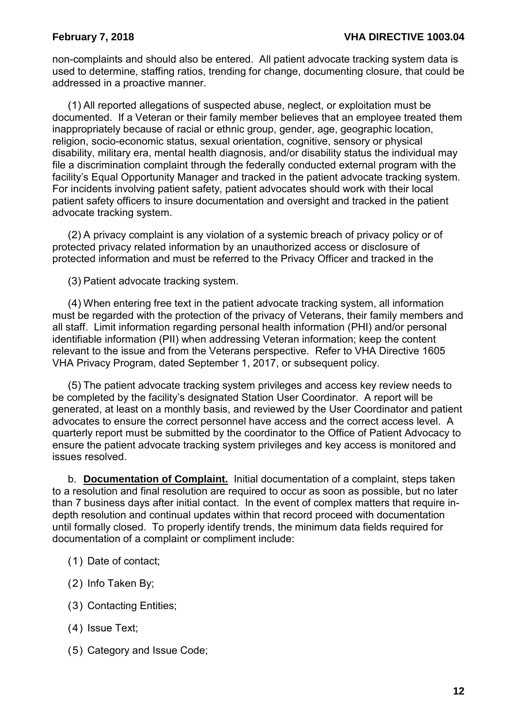non-complaints and should also be entered. All patient advocate tracking system data is used to determine, staffing ratios, trending for change, documenting closure, that could be addressed in a proactive manner.

(1) All reported allegations of suspected abuse, neglect, or exploitation must be documented. If a Veteran or their family member believes that an employee treated them inappropriately because of racial or ethnic group, gender, age, geographic location, religion, socio-economic status, sexual orientation, cognitive, sensory or physical disability, military era, mental health diagnosis, and/or disability status the individual may file a discrimination complaint through the federally conducted external program with the facility's Equal Opportunity Manager and tracked in the patient advocate tracking system. For incidents involving patient safety, patient advocates should work with their local patient safety officers to insure documentation and oversight and tracked in the patient advocate tracking system.

(2) A privacy complaint is any violation of a systemic breach of privacy policy or of protected privacy related information by an unauthorized access or disclosure of protected information and must be referred to the Privacy Officer and tracked in the

(3) Patient advocate tracking system.

(4) When entering free text in the patient advocate tracking system, all information must be regarded with the protection of the privacy of Veterans, their family members and all staff. Limit information regarding personal health information (PHI) and/or personal identifiable information (PII) when addressing Veteran information; keep the content relevant to the issue and from the Veterans perspective. Refer to VHA Directive 1605 VHA Privacy Program, dated September 1, 2017, or subsequent policy.

(5) The patient advocate tracking system privileges and access key review needs to be completed by the facility's designated Station User Coordinator. A report will be generated, at least on a monthly basis, and reviewed by the User Coordinator and patient advocates to ensure the correct personnel have access and the correct access level. A quarterly report must be submitted by the coordinator to the Office of Patient Advocacy to ensure the patient advocate tracking system privileges and key access is monitored and issues resolved.

b. **Documentation of Complaint.** Initial documentation of a complaint, steps taken to a resolution and final resolution are required to occur as soon as possible, but no later than 7 business days after initial contact. In the event of complex matters that require in-depth resolution and continual updates within that record proceed with documentation until formally closed. To properly identify trends, the minimum data fields required for documentation of a complaint or compliment include:

(1) Date of contact;

(2) Info Taken By;

(3) Contacting Entities;

(4) Issue Text;

(5) Category and Issue Code;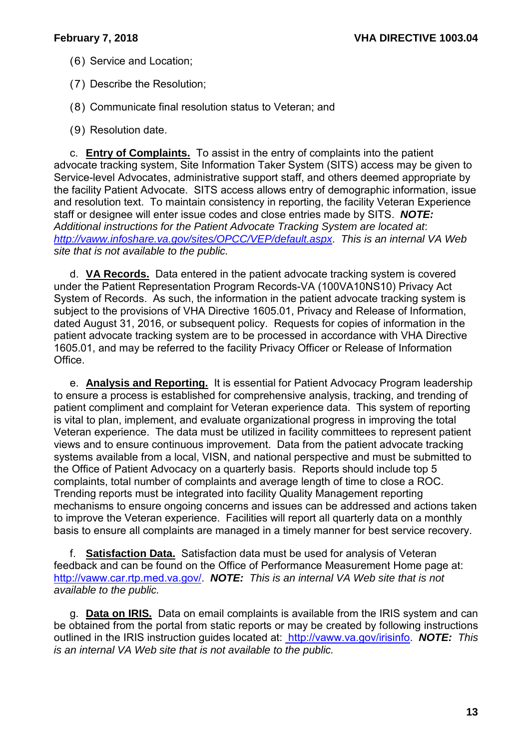(6) Service and Location;

(7) Describe the Resolution;

(8) Communicate final resolution status to Veteran; and

(9) Resolution date.

c. **Entry of Complaints.** To assist in the entry of complaints into the patient advocate tracking system, Site Information Taker System (SITS) access may be given to Service-level Advocates, administrative support staff, and others deemed appropriate by the facility Patient Advocate. SITS access allows entry of demographic information, issue and resolution text. To maintain consistency in reporting, the facility Veteran Experience staff or designee will enter issue codes and close entries made by SITS. ***NOTE:*** *Additional instructions for the Patient Advocate Tracking System are located at*: *http://vaww.infoshare.va.gov/sites/OPCC/VEP/default.aspx. This is an internal VA Web site that is not available to the public.*

d. **VA Records.** Data entered in the patient advocate tracking system is covered under the Patient Representation Program Records-VA (100VA10NS10) Privacy Act System of Records. As such, the information in the patient advocate tracking system is subject to the provisions of VHA Directive 1605.01, Privacy and Release of Information, dated August 31, 2016, or subsequent policy. Requests for copies of information in the patient advocate tracking system are to be processed in accordance with VHA Directive 1605.01, and may be referred to the facility Privacy Officer or Release of Information Office.

e. **Analysis and Reporting.** It is essential for Patient Advocacy Program leadership to ensure a process is established for comprehensive analysis, tracking, and trending of patient compliment and complaint for Veteran experience data. This system of reporting is vital to plan, implement, and evaluate organizational progress in improving the total Veteran experience. The data must be utilized in facility committees to represent patient views and to ensure continuous improvement. Data from the patient advocate tracking systems available from a local, VISN, and national perspective and must be submitted to the Office of Patient Advocacy on a quarterly basis. Reports should include top 5 complaints, total number of complaints and average length of time to close a ROC. Trending reports must be integrated into facility Quality Management reporting mechanisms to ensure ongoing concerns and issues can be addressed and actions taken to improve the Veteran experience. Facilities will report all quarterly data on a monthly basis to ensure all complaints are managed in a timely manner for best service recovery.

f. **Satisfaction Data.** Satisfaction data must be used for analysis of Veteran feedback and can be found on the Office of Performance Measurement Home page at: http://vaww.car.rtp.med.va.gov/. ***NOTE:*** *This is an internal VA Web site that is not available to the public.*

g. **Data on IRIS.** Data on email complaints is available from the IRIS system and can be obtained from the portal from static reports or may be created by following instructions outlined in the IRIS instruction guides located at: http://vaww.va.gov/irisinfo. ***NOTE:*** *This is an internal VA Web site that is not available to the public.*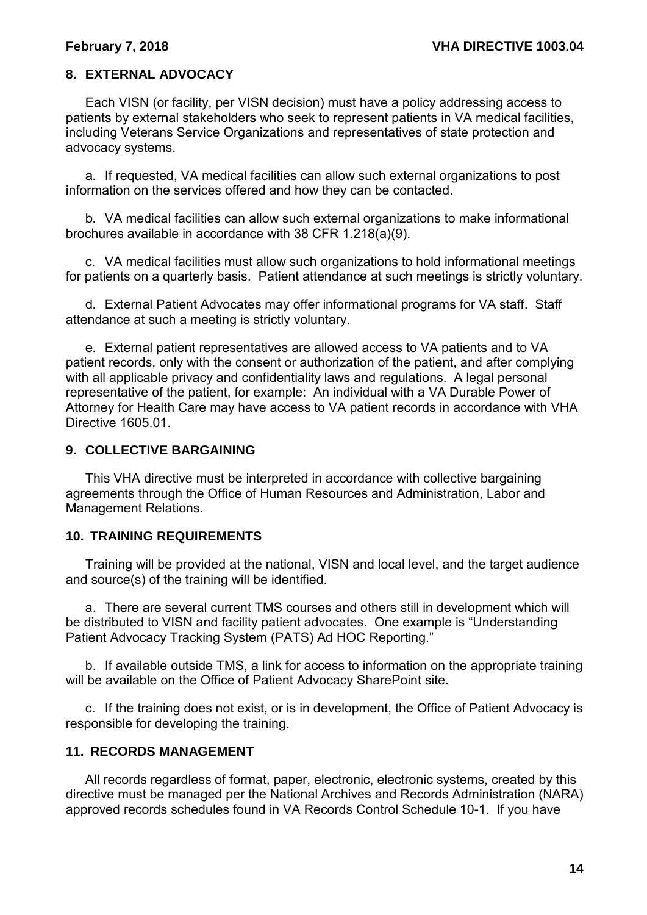## 8. EXTERNAL ADVOCACY

Each VISN (or facility, per VISN decision) must have a policy addressing access to patients by external stakeholders who seek to represent patients in VA medical facilities, including Veterans Service Organizations and representatives of state protection and advocacy systems.

a. If requested, VA medical facilities can allow such external organizations to post information on the services offered and how they can be contacted.

b. VA medical facilities can allow such external organizations to make informational brochures available in accordance with 38 CFR 1.218(a)(9).

c. VA medical facilities must allow such organizations to hold informational meetings for patients on a quarterly basis. Patient attendance at such meetings is strictly voluntary.

d. External Patient Advocates may offer informational programs for VA staff. Staff attendance at such a meeting is strictly voluntary.

e. External patient representatives are allowed access to VA patients and to VA patient records, only with the consent or authorization of the patient, and after complying with all applicable privacy and confidentiality laws and regulations. A legal personal representative of the patient, for example: An individual with a VA Durable Power of Attorney for Health Care may have access to VA patient records in accordance with VHA Directive 1605.01.

## 9. COLLECTIVE BARGAINING

This VHA directive must be interpreted in accordance with collective bargaining agreements through the Office of Human Resources and Administration, Labor and Management Relations.

## 10. TRAINING REQUIREMENTS

Training will be provided at the national, VISN and local level, and the target audience and source(s) of the training will be identified.

a. There are several current TMS courses and others still in development which will be distributed to VISN and facility patient advocates. One example is "Understanding Patient Advocacy Tracking System (PATS) Ad HOC Reporting."

b. If available outside TMS, a link for access to information on the appropriate training will be available on the Office of Patient Advocacy SharePoint site.

c. If the training does not exist, or is in development, the Office of Patient Advocacy is responsible for developing the training.

## 11. RECORDS MANAGEMENT

All records regardless of format, paper, electronic, electronic systems, created by this directive must be managed per the National Archives and Records Administration (NARA) approved records schedules found in VA Records Control Schedule 10-1. If you have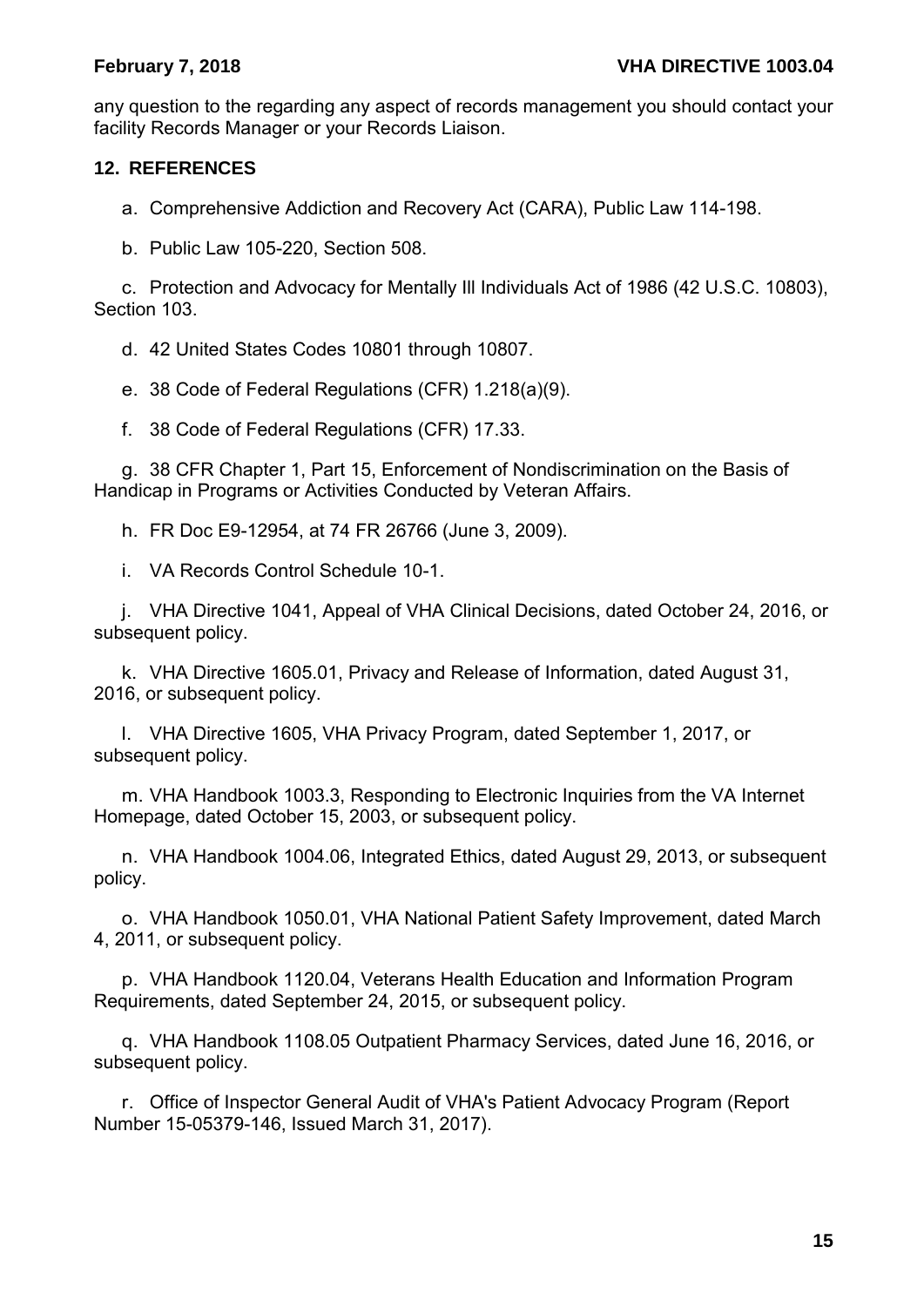any question to the regarding any aspect of records management you should contact your facility Records Manager or your Records Liaison.

## 12. REFERENCES

a. Comprehensive Addiction and Recovery Act (CARA), Public Law 114-198.

b. Public Law 105-220, Section 508.

c. Protection and Advocacy for Mentally Ill Individuals Act of 1986 (42 U.S.C. 10803), Section 103.

d. 42 United States Codes 10801 through 10807.

e. 38 Code of Federal Regulations (CFR) 1.218(a)(9).

f. 38 Code of Federal Regulations (CFR) 17.33.

g. 38 CFR Chapter 1, Part 15, Enforcement of Nondiscrimination on the Basis of Handicap in Programs or Activities Conducted by Veteran Affairs.

h. FR Doc E9-12954, at 74 FR 26766 (June 3, 2009).

i. VA Records Control Schedule 10-1.

j. VHA Directive 1041, Appeal of VHA Clinical Decisions, dated October 24, 2016, or subsequent policy.

k. VHA Directive 1605.01, Privacy and Release of Information, dated August 31, 2016, or subsequent policy.

l. VHA Directive 1605, VHA Privacy Program, dated September 1, 2017, or subsequent policy.

m. VHA Handbook 1003.3, Responding to Electronic Inquiries from the VA Internet Homepage, dated October 15, 2003, or subsequent policy.

n. VHA Handbook 1004.06, Integrated Ethics, dated August 29, 2013, or subsequent policy.

o. VHA Handbook 1050.01, VHA National Patient Safety Improvement, dated March 4, 2011, or subsequent policy.

p. VHA Handbook 1120.04, Veterans Health Education and Information Program Requirements, dated September 24, 2015, or subsequent policy.

q. VHA Handbook 1108.05 Outpatient Pharmacy Services, dated June 16, 2016, or subsequent policy.

r. Office of Inspector General Audit of VHA's Patient Advocacy Program (Report Number 15-05379-146, Issued March 31, 2017).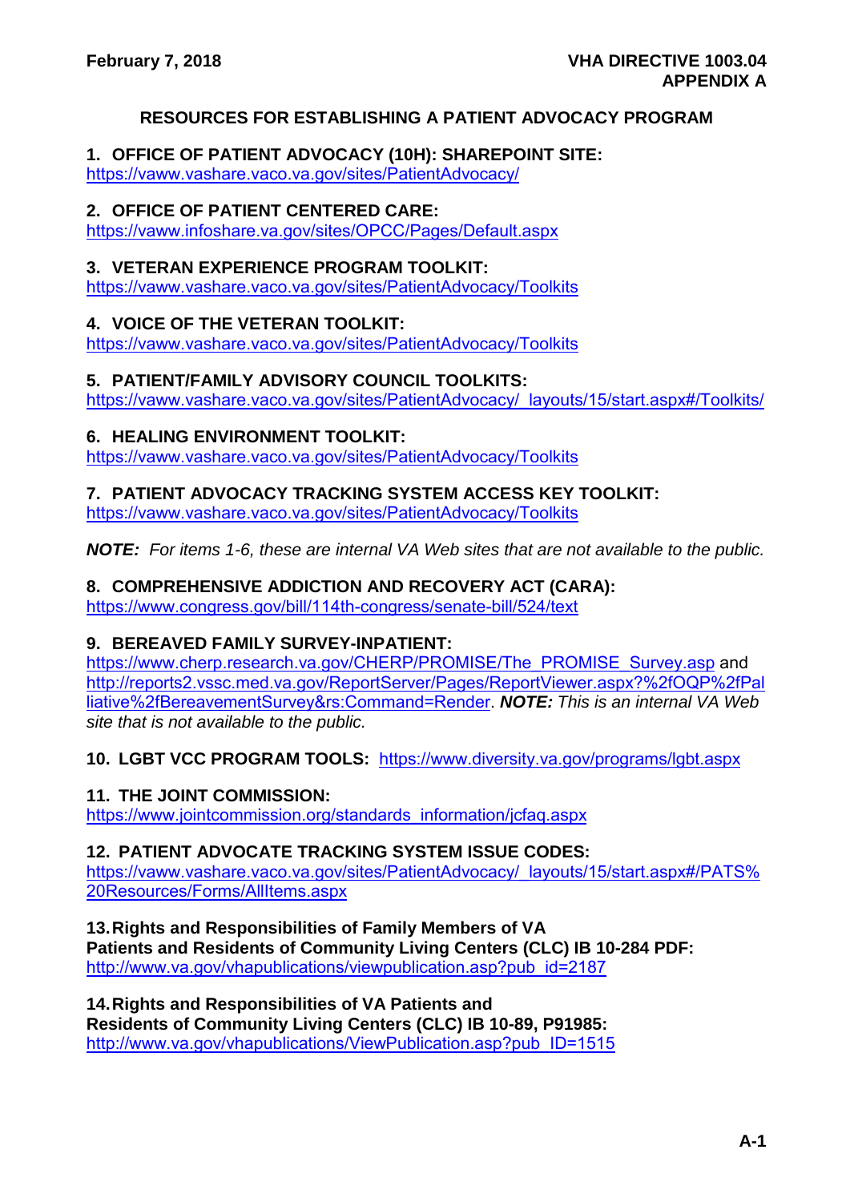## RESOURCES FOR ESTABLISHING A PATIENT ADVOCACY PROGRAM

**1. OFFICE OF PATIENT ADVOCACY (10H): SHAREPOINT SITE:**
https://vaww.vashare.vaco.va.gov/sites/PatientAdvocacy/

**2. OFFICE OF PATIENT CENTERED CARE:**
https://vaww.infoshare.va.gov/sites/OPCC/Pages/Default.aspx

**3. VETERAN EXPERIENCE PROGRAM TOOLKIT:**
https://vaww.vashare.vaco.va.gov/sites/PatientAdvocacy/Toolkits

**4. VOICE OF THE VETERAN TOOLKIT:**
https://vaww.vashare.vaco.va.gov/sites/PatientAdvocacy/Toolkits

**5. PATIENT/FAMILY ADVISORY COUNCIL TOOLKITS:**
https://vaww.vashare.vaco.va.gov/sites/PatientAdvocacy/_layouts/15/start.aspx#/Toolkits/

**6. HEALING ENVIRONMENT TOOLKIT:**
https://vaww.vashare.vaco.va.gov/sites/PatientAdvocacy/Toolkits

**7. PATIENT ADVOCACY TRACKING SYSTEM ACCESS KEY TOOLKIT:**
https://vaww.vashare.vaco.va.gov/sites/PatientAdvocacy/Toolkits

***NOTE:*** *For items 1-6, these are internal VA Web sites that are not available to the public.*

**8. COMPREHENSIVE ADDICTION AND RECOVERY ACT (CARA):**
https://www.congress.gov/bill/114th-congress/senate-bill/524/text

**9. BEREAVED FAMILY SURVEY-INPATIENT:**
https://www.cherp.research.va.gov/CHERP/PROMISE/The_PROMISE_Survey.asp and http://reports2.vssc.med.va.gov/ReportServer/Pages/ReportViewer.aspx?%2fOQP%2fPalliative%2fBereavementSurvey&rs:Command=Render. ***NOTE:*** *This is an internal VA Web site that is not available to the public.*

**10. LGBT VCC PROGRAM TOOLS:** https://www.diversity.va.gov/programs/lgbt.aspx

**11. THE JOINT COMMISSION:**
https://www.jointcommission.org/standards_information/jcfaq.aspx

**12. PATIENT ADVOCATE TRACKING SYSTEM ISSUE CODES:**
https://vaww.vashare.vaco.va.gov/sites/PatientAdvocacy/_layouts/15/start.aspx#/PATS%20Resources/Forms/AllItems.aspx

**13. Rights and Responsibilities of Family Members of VA Patients and Residents of Community Living Centers (CLC) IB 10-284 PDF:**
http://www.va.gov/vhapublications/viewpublication.asp?pub_id=2187

**14. Rights and Responsibilities of VA Patients and Residents of Community Living Centers (CLC) IB 10-89, P91985:**
http://www.va.gov/vhapublications/ViewPublication.asp?pub_ID=1515